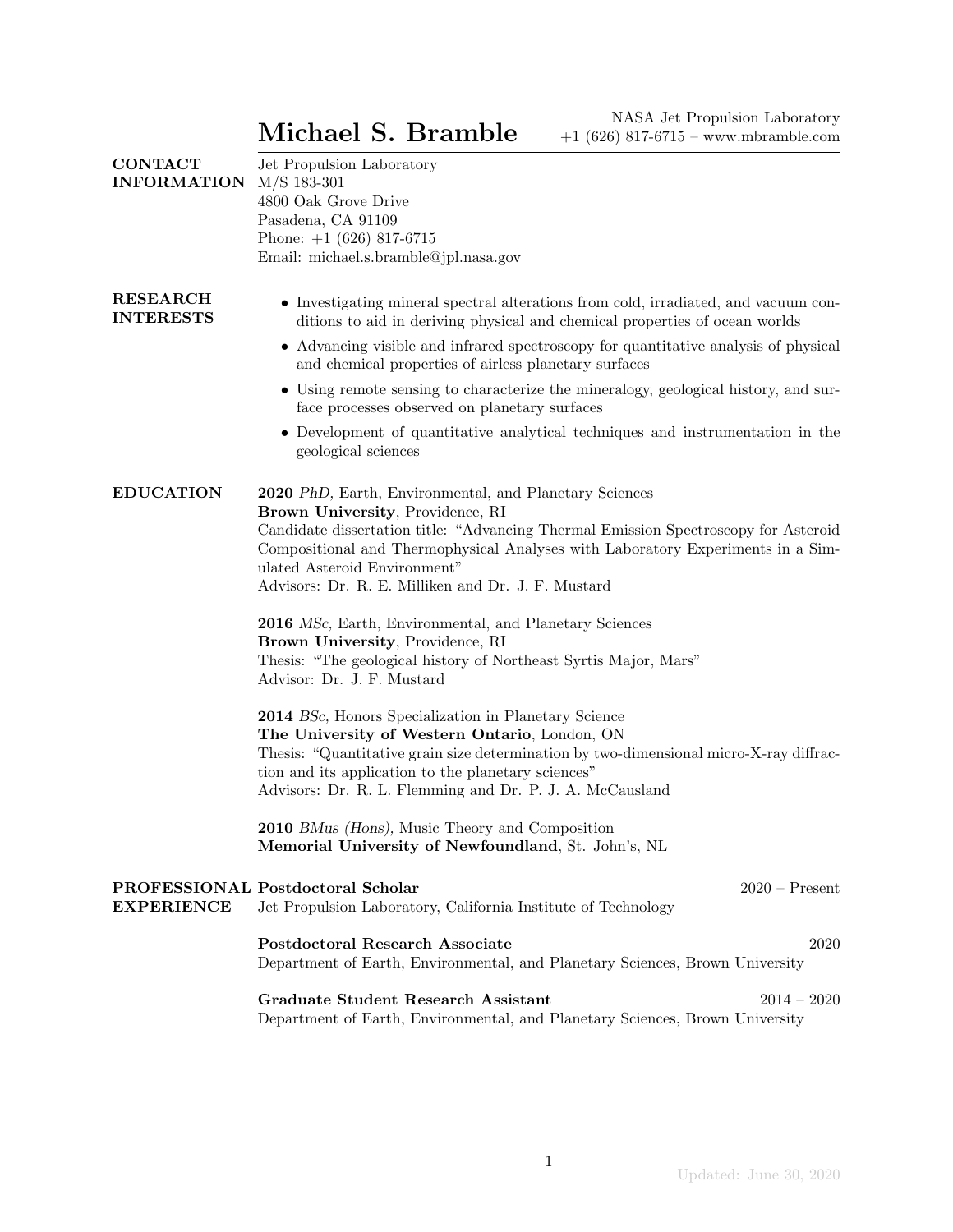# Michael S. Bramble

NASA Jet Propulsion Laboratory
+1 (626) 817-6715 – www.mbramble.com

## CONTACT INFORMATION

Jet Propulsion Laboratory
M/S 183-301
4800 Oak Grove Drive
Pasadena, CA 91109
Phone: +1 (626) 817-6715
Email: michael.s.bramble@jpl.nasa.gov

## RESEARCH INTERESTS

- Investigating mineral spectral alterations from cold, irradiated, and vacuum conditions to aid in deriving physical and chemical properties of ocean worlds
- Advancing visible and infrared spectroscopy for quantitative analysis of physical and chemical properties of airless planetary surfaces
- Using remote sensing to characterize the mineralogy, geological history, and surface processes observed on planetary surfaces
- Development of quantitative analytical techniques and instrumentation in the geological sciences

## EDUCATION

**2020** *PhD*, Earth, Environmental, and Planetary Sciences
**Brown University**, Providence, RI
Candidate dissertation title: "Advancing Thermal Emission Spectroscopy for Asteroid Compositional and Thermophysical Analyses with Laboratory Experiments in a Simulated Asteroid Environment"
Advisors: Dr. R. E. Milliken and Dr. J. F. Mustard

**2016** *MSc,* Earth, Environmental, and Planetary Sciences
**Brown University**, Providence, RI
Thesis: "The geological history of Northeast Syrtis Major, Mars"
Advisor: Dr. J. F. Mustard

**2014** *BSc,* Honors Specialization in Planetary Science
**The University of Western Ontario**, London, ON
Thesis: "Quantitative grain size determination by two-dimensional micro-X-ray diffraction and its application to the planetary sciences"
Advisors: Dr. R. L. Flemming and Dr. P. J. A. McCausland

**2010** *BMus (Hons),* Music Theory and Composition
**Memorial University of Newfoundland**, St. John's, NL

## PROFESSIONAL EXPERIENCE

**Postdoctoral Scholar** — 2020 – Present
Jet Propulsion Laboratory, California Institute of Technology

**Postdoctoral Research Associate** — 2020
Department of Earth, Environmental, and Planetary Sciences, Brown University

**Graduate Student Research Assistant** — 2014 – 2020
Department of Earth, Environmental, and Planetary Sciences, Brown University

Updated: June 30, 2020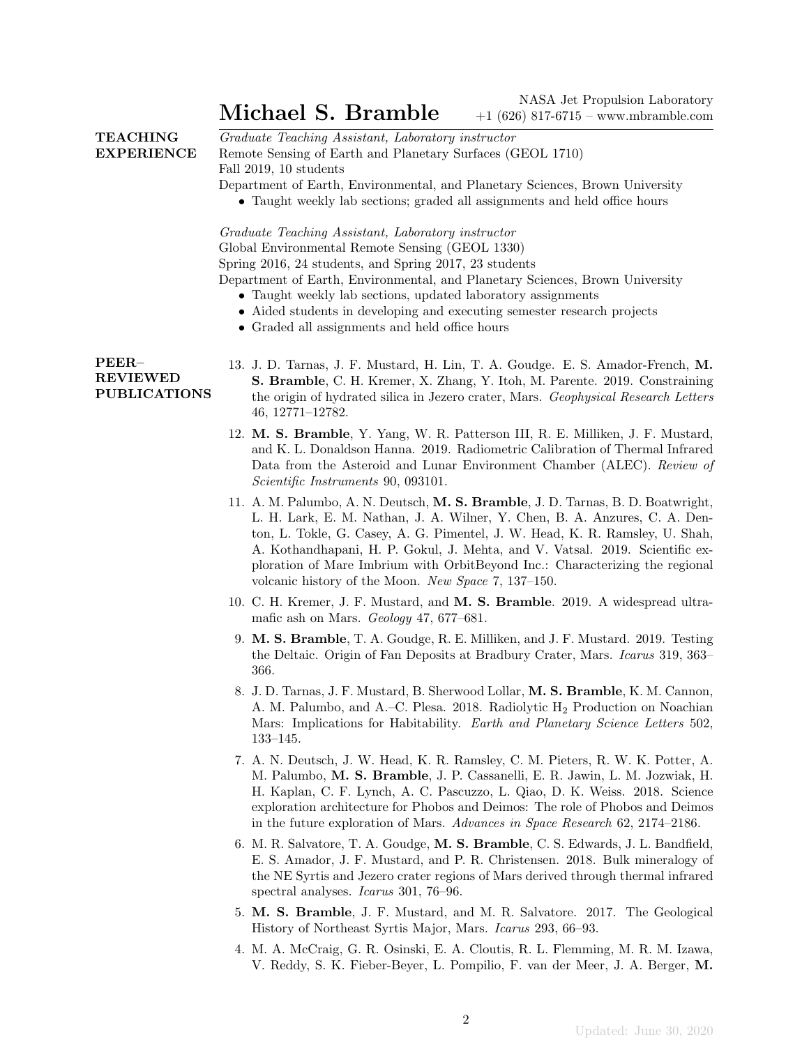## TEACHING EXPERIENCE

*Graduate Teaching Assistant, Laboratory instructor*
Remote Sensing of Earth and Planetary Surfaces (GEOL 1710)
Fall 2019, 10 students
Department of Earth, Environmental, and Planetary Sciences, Brown University

- Taught weekly lab sections; graded all assignments and held office hours

*Graduate Teaching Assistant, Laboratory instructor*
Global Environmental Remote Sensing (GEOL 1330)
Spring 2016, 24 students, and Spring 2017, 23 students
Department of Earth, Environmental, and Planetary Sciences, Brown University

- Taught weekly lab sections, updated laboratory assignments
- Aided students in developing and executing semester research projects
- Graded all assignments and held office hours

## PEER–REVIEWED PUBLICATIONS

13. J. D. Tarnas, J. F. Mustard, H. Lin, T. A. Goudge. E. S. Amador-French, **M. S. Bramble**, C. H. Kremer, X. Zhang, Y. Itoh, M. Parente. 2019. Constraining the origin of hydrated silica in Jezero crater, Mars. *Geophysical Research Letters* 46, 12771–12782.
12. **M. S. Bramble**, Y. Yang, W. R. Patterson III, R. E. Milliken, J. F. Mustard, and K. L. Donaldson Hanna. 2019. Radiometric Calibration of Thermal Infrared Data from the Asteroid and Lunar Environment Chamber (ALEC). *Review of Scientific Instruments* 90, 093101.
11. A. M. Palumbo, A. N. Deutsch, **M. S. Bramble**, J. D. Tarnas, B. D. Boatwright, L. H. Lark, E. M. Nathan, J. A. Wilner, Y. Chen, B. A. Anzures, C. A. Denton, L. Tokle, G. Casey, A. G. Pimentel, J. W. Head, K. R. Ramsley, U. Shah, A. Kothandhapani, H. P. Gokul, J. Mehta, and V. Vatsal. 2019. Scientific exploration of Mare Imbrium with OrbitBeyond Inc.: Characterizing the regional volcanic history of the Moon. *New Space* 7, 137–150.
10. C. H. Kremer, J. F. Mustard, and **M. S. Bramble**. 2019. A widespread ultramafic ash on Mars. *Geology* 47, 677–681.
9. **M. S. Bramble**, T. A. Goudge, R. E. Milliken, and J. F. Mustard. 2019. Testing the Deltaic. Origin of Fan Deposits at Bradbury Crater, Mars. *Icarus* 319, 363–366.
8. J. D. Tarnas, J. F. Mustard, B. Sherwood Lollar, **M. S. Bramble**, K. M. Cannon, A. M. Palumbo, and A.–C. Plesa. 2018. Radiolytic $H_2$ Production on Noachian Mars: Implications for Habitability. *Earth and Planetary Science Letters* 502, 133–145.
7. A. N. Deutsch, J. W. Head, K. R. Ramsley, C. M. Pieters, R. W. K. Potter, A. M. Palumbo, **M. S. Bramble**, J. P. Cassanelli, E. R. Jawin, L. M. Jozwiak, H. H. Kaplan, C. F. Lynch, A. C. Pascuzzo, L. Qiao, D. K. Weiss. 2018. Science exploration architecture for Phobos and Deimos: The role of Phobos and Deimos in the future exploration of Mars. *Advances in Space Research* 62, 2174–2186.
6. M. R. Salvatore, T. A. Goudge, **M. S. Bramble**, C. S. Edwards, J. L. Bandfield, E. S. Amador, J. F. Mustard, and P. R. Christensen. 2018. Bulk mineralogy of the NE Syrtis and Jezero crater regions of Mars derived through thermal infrared spectral analyses. *Icarus* 301, 76–96.
5. **M. S. Bramble**, J. F. Mustard, and M. R. Salvatore. 2017. The Geological History of Northeast Syrtis Major, Mars. *Icarus* 293, 66–93.
4. M. A. McCraig, G. R. Osinski, E. A. Cloutis, R. L. Flemming, M. R. M. Izawa, V. Reddy, S. K. Fieber-Beyer, L. Pompilio, F. van der Meer, J. A. Berger, **M.**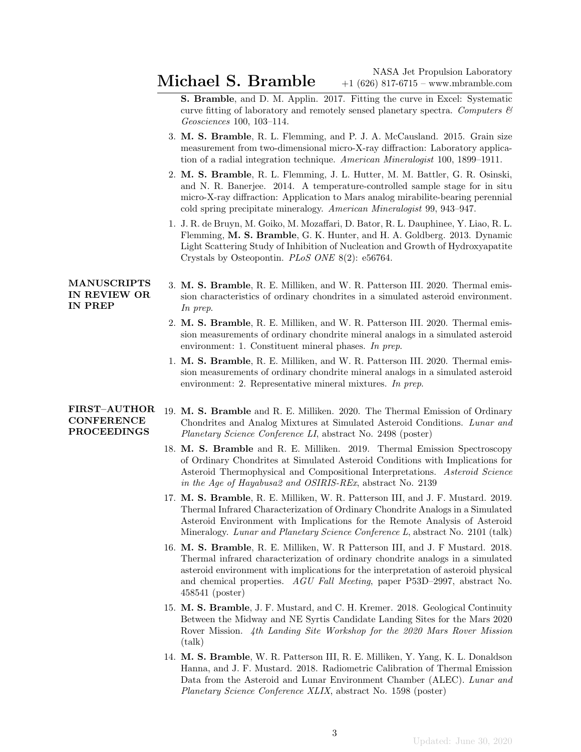S. Bramble**, and D. M. Applin. 2017. Fitting the curve in Excel: Systematic curve fitting of laboratory and remotely sensed planetary spectra. *Computers & Geosciences* 100, 103–114.

3. **M. S. Bramble**, R. L. Flemming, and P. J. A. McCausland. 2015. Grain size measurement from two-dimensional micro-X-ray diffraction: Laboratory application of a radial integration technique. *American Mineralogist* 100, 1899–1911.
2. **M. S. Bramble**, R. L. Flemming, J. L. Hutter, M. M. Battler, G. R. Osinski, and N. R. Banerjee. 2014. A temperature-controlled sample stage for in situ micro-X-ray diffraction: Application to Mars analog mirabilite-bearing perennial cold spring precipitate mineralogy. *American Mineralogist* 99, 943–947.
1. J. R. de Bruyn, M. Goiko, M. Mozaffari, D. Bator, R. L. Dauphinee, Y. Liao, R. L. Flemming, **M. S. Bramble**, G. K. Hunter, and H. A. Goldberg. 2013. Dynamic Light Scattering Study of Inhibition of Nucleation and Growth of Hydroxyapatite Crystals by Osteopontin. *PLoS ONE* 8(2): e56764.

## MANUSCRIPTS IN REVIEW OR IN PREP

3. **M. S. Bramble**, R. E. Milliken, and W. R. Patterson III. 2020. Thermal emission characteristics of ordinary chondrites in a simulated asteroid environment. *In prep.*
2. **M. S. Bramble**, R. E. Milliken, and W. R. Patterson III. 2020. Thermal emission measurements of ordinary chondrite mineral analogs in a simulated asteroid environment: 1. Constituent mineral phases. *In prep.*
1. **M. S. Bramble**, R. E. Milliken, and W. R. Patterson III. 2020. Thermal emission measurements of ordinary chondrite mineral analogs in a simulated asteroid environment: 2. Representative mineral mixtures. *In prep.*

## FIRST–AUTHOR CONFERENCE PROCEEDINGS

19. **M. S. Bramble** and R. E. Milliken. 2020. The Thermal Emission of Ordinary Chondrites and Analog Mixtures at Simulated Asteroid Conditions. *Lunar and Planetary Science Conference LI*, abstract No. 2498 (poster)
18. **M. S. Bramble** and R. E. Milliken. 2019. Thermal Emission Spectroscopy of Ordinary Chondrites at Simulated Asteroid Conditions with Implications for Asteroid Thermophysical and Compositional Interpretations. *Asteroid Science in the Age of Hayabusa2 and OSIRIS-REx*, abstract No. 2139
17. **M. S. Bramble**, R. E. Milliken, W. R. Patterson III, and J. F. Mustard. 2019. Thermal Infrared Characterization of Ordinary Chondrite Analogs in a Simulated Asteroid Environment with Implications for the Remote Analysis of Asteroid Mineralogy. *Lunar and Planetary Science Conference L*, abstract No. 2101 (talk)
16. **M. S. Bramble**, R. E. Milliken, W. R Patterson III, and J. F Mustard. 2018. Thermal infrared characterization of ordinary chondrite analogs in a simulated asteroid environment with implications for the interpretation of asteroid physical and chemical properties. *AGU Fall Meeting*, paper P53D–2997, abstract No. 458541 (poster)
15. **M. S. Bramble**, J. F. Mustard, and C. H. Kremer. 2018. Geological Continuity Between the Midway and NE Syrtis Candidate Landing Sites for the Mars 2020 Rover Mission. *4th Landing Site Workshop for the 2020 Mars Rover Mission* (talk)
14. **M. S. Bramble**, W. R. Patterson III, R. E. Milliken, Y. Yang, K. L. Donaldson Hanna, and J. F. Mustard. 2018. Radiometric Calibration of Thermal Emission Data from the Asteroid and Lunar Environment Chamber (ALEC). *Lunar and Planetary Science Conference XLIX*, abstract No. 1598 (poster)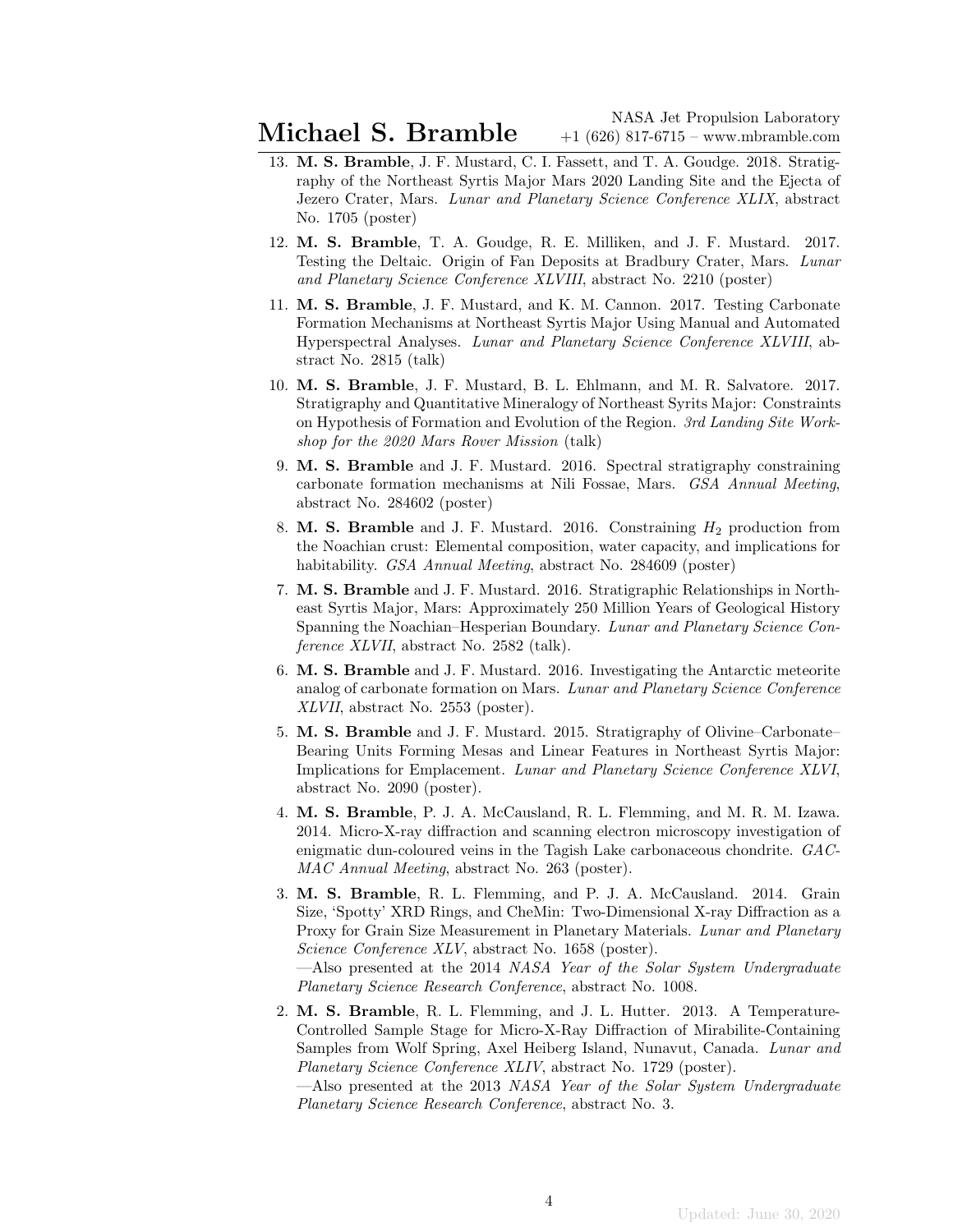13. **M. S. Bramble**, J. F. Mustard, C. I. Fassett, and T. A. Goudge. 2018. Stratigraphy of the Northeast Syrtis Major Mars 2020 Landing Site and the Ejecta of Jezero Crater, Mars. *Lunar and Planetary Science Conference XLIX*, abstract No. 1705 (poster)

12. **M. S. Bramble**, T. A. Goudge, R. E. Milliken, and J. F. Mustard. 2017. Testing the Deltaic. Origin of Fan Deposits at Bradbury Crater, Mars. *Lunar and Planetary Science Conference XLVIII*, abstract No. 2210 (poster)

11. **M. S. Bramble**, J. F. Mustard, and K. M. Cannon. 2017. Testing Carbonate Formation Mechanisms at Northeast Syrtis Major Using Manual and Automated Hyperspectral Analyses. *Lunar and Planetary Science Conference XLVIII*, abstract No. 2815 (talk)

10. **M. S. Bramble**, J. F. Mustard, B. L. Ehlmann, and M. R. Salvatore. 2017. Stratigraphy and Quantitative Mineralogy of Northeast Syrits Major: Constraints on Hypothesis of Formation and Evolution of the Region. *3rd Landing Site Workshop for the 2020 Mars Rover Mission* (talk)

9. **M. S. Bramble** and J. F. Mustard. 2016. Spectral stratigraphy constraining carbonate formation mechanisms at Nili Fossae, Mars. *GSA Annual Meeting*, abstract No. 284602 (poster)

8. **M. S. Bramble** and J. F. Mustard. 2016. Constraining $H_2$ production from the Noachian crust: Elemental composition, water capacity, and implications for habitability. *GSA Annual Meeting*, abstract No. 284609 (poster)

7. **M. S. Bramble** and J. F. Mustard. 2016. Stratigraphic Relationships in Northeast Syrtis Major, Mars: Approximately 250 Million Years of Geological History Spanning the Noachian–Hesperian Boundary. *Lunar and Planetary Science Conference XLVII*, abstract No. 2582 (talk).

6. **M. S. Bramble** and J. F. Mustard. 2016. Investigating the Antarctic meteorite analog of carbonate formation on Mars. *Lunar and Planetary Science Conference XLVII*, abstract No. 2553 (poster).

5. **M. S. Bramble** and J. F. Mustard. 2015. Stratigraphy of Olivine–Carbonate–Bearing Units Forming Mesas and Linear Features in Northeast Syrtis Major: Implications for Emplacement. *Lunar and Planetary Science Conference XLVI*, abstract No. 2090 (poster).

4. **M. S. Bramble**, P. J. A. McCausland, R. L. Flemming, and M. R. M. Izawa. 2014. Micro-X-ray diffraction and scanning electron microscopy investigation of enigmatic dun-coloured veins in the Tagish Lake carbonaceous chondrite. *GAC-MAC Annual Meeting*, abstract No. 263 (poster).

3. **M. S. Bramble**, R. L. Flemming, and P. J. A. McCausland. 2014. Grain Size, 'Spotty' XRD Rings, and CheMin: Two-Dimensional X-ray Diffraction as a Proxy for Grain Size Measurement in Planetary Materials. *Lunar and Planetary Science Conference XLV*, abstract No. 1658 (poster).
—Also presented at the 2014 *NASA Year of the Solar System Undergraduate Planetary Science Research Conference*, abstract No. 1008.

2. **M. S. Bramble**, R. L. Flemming, and J. L. Hutter. 2013. A Temperature-Controlled Sample Stage for Micro-X-Ray Diffraction of Mirabilite-Containing Samples from Wolf Spring, Axel Heiberg Island, Nunavut, Canada. *Lunar and Planetary Science Conference XLIV*, abstract No. 1729 (poster).
—Also presented at the 2013 *NASA Year of the Solar System Undergraduate Planetary Science Research Conference*, abstract No. 3.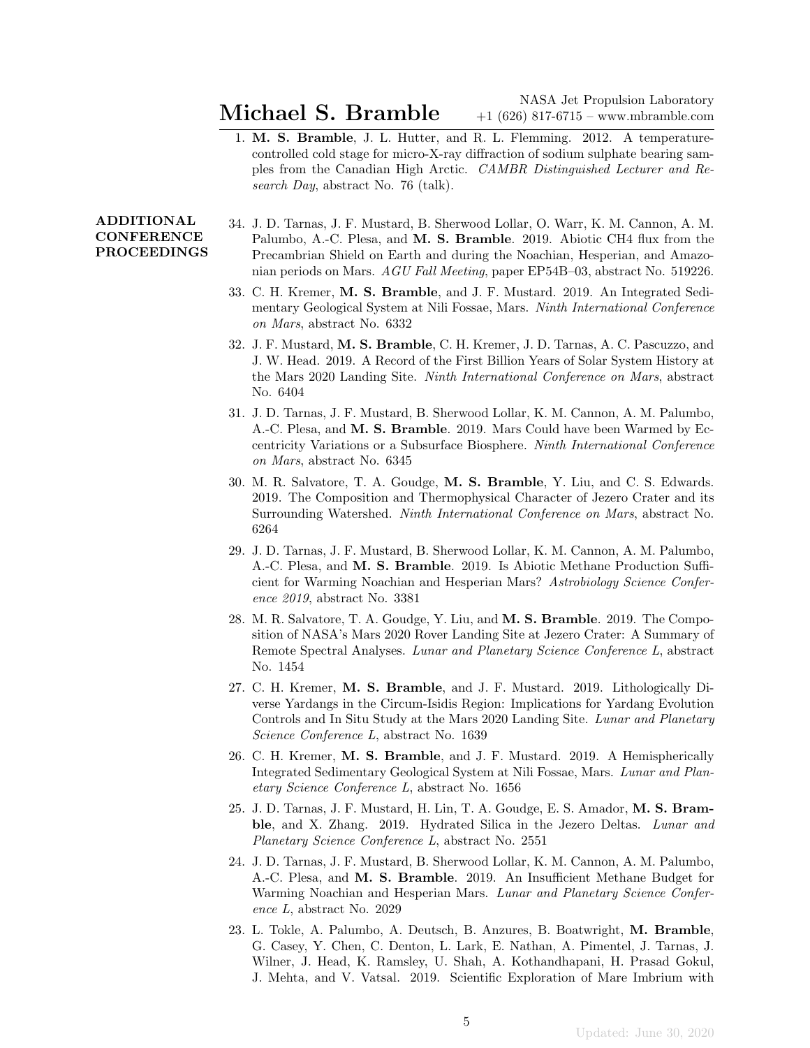1. **M. S. Bramble**, J. L. Hutter, and R. L. Flemming. 2012. A temperature-controlled cold stage for micro-X-ray diffraction of sodium sulphate bearing samples from the Canadian High Arctic. *CAMBR Distinguished Lecturer and Research Day*, abstract No. 76 (talk).

## ADDITIONAL CONFERENCE PROCEEDINGS

34. J. D. Tarnas, J. F. Mustard, B. Sherwood Lollar, O. Warr, K. M. Cannon, A. M. Palumbo, A.-C. Plesa, and **M. S. Bramble**. 2019. Abiotic CH4 flux from the Precambrian Shield on Earth and during the Noachian, Hesperian, and Amazonian periods on Mars. *AGU Fall Meeting*, paper EP54B–03, abstract No. 519226.

33. C. H. Kremer, **M. S. Bramble**, and J. F. Mustard. 2019. An Integrated Sedimentary Geological System at Nili Fossae, Mars. *Ninth International Conference on Mars*, abstract No. 6332

32. J. F. Mustard, **M. S. Bramble**, C. H. Kremer, J. D. Tarnas, A. C. Pascuzzo, and J. W. Head. 2019. A Record of the First Billion Years of Solar System History at the Mars 2020 Landing Site. *Ninth International Conference on Mars*, abstract No. 6404

31. J. D. Tarnas, J. F. Mustard, B. Sherwood Lollar, K. M. Cannon, A. M. Palumbo, A.-C. Plesa, and **M. S. Bramble**. 2019. Mars Could have been Warmed by Eccentricity Variations or a Subsurface Biosphere. *Ninth International Conference on Mars*, abstract No. 6345

30. M. R. Salvatore, T. A. Goudge, **M. S. Bramble**, Y. Liu, and C. S. Edwards. 2019. The Composition and Thermophysical Character of Jezero Crater and its Surrounding Watershed. *Ninth International Conference on Mars*, abstract No. 6264

29. J. D. Tarnas, J. F. Mustard, B. Sherwood Lollar, K. M. Cannon, A. M. Palumbo, A.-C. Plesa, and **M. S. Bramble**. 2019. Is Abiotic Methane Production Sufficient for Warming Noachian and Hesperian Mars? *Astrobiology Science Conference 2019*, abstract No. 3381

28. M. R. Salvatore, T. A. Goudge, Y. Liu, and **M. S. Bramble**. 2019. The Composition of NASA's Mars 2020 Rover Landing Site at Jezero Crater: A Summary of Remote Spectral Analyses. *Lunar and Planetary Science Conference L*, abstract No. 1454

27. C. H. Kremer, **M. S. Bramble**, and J. F. Mustard. 2019. Lithologically Diverse Yardangs in the Circum-Isidis Region: Implications for Yardang Evolution Controls and In Situ Study at the Mars 2020 Landing Site. *Lunar and Planetary Science Conference L*, abstract No. 1639

26. C. H. Kremer, **M. S. Bramble**, and J. F. Mustard. 2019. A Hemispherically Integrated Sedimentary Geological System at Nili Fossae, Mars. *Lunar and Planetary Science Conference L*, abstract No. 1656

25. J. D. Tarnas, J. F. Mustard, H. Lin, T. A. Goudge, E. S. Amador, **M. S. Bramble**, and X. Zhang. 2019. Hydrated Silica in the Jezero Deltas. *Lunar and Planetary Science Conference L*, abstract No. 2551

24. J. D. Tarnas, J. F. Mustard, B. Sherwood Lollar, K. M. Cannon, A. M. Palumbo, A.-C. Plesa, and **M. S. Bramble**. 2019. An Insufficient Methane Budget for Warming Noachian and Hesperian Mars. *Lunar and Planetary Science Conference L*, abstract No. 2029

23. L. Tokle, A. Palumbo, A. Deutsch, B. Anzures, B. Boatwright, **M. Bramble**, G. Casey, Y. Chen, C. Denton, L. Lark, E. Nathan, A. Pimentel, J. Tarnas, J. Wilner, J. Head, K. Ramsley, U. Shah, A. Kothandhapani, H. Prasad Gokul, J. Mehta, and V. Vatsal. 2019. Scientific Exploration of Mare Imbrium with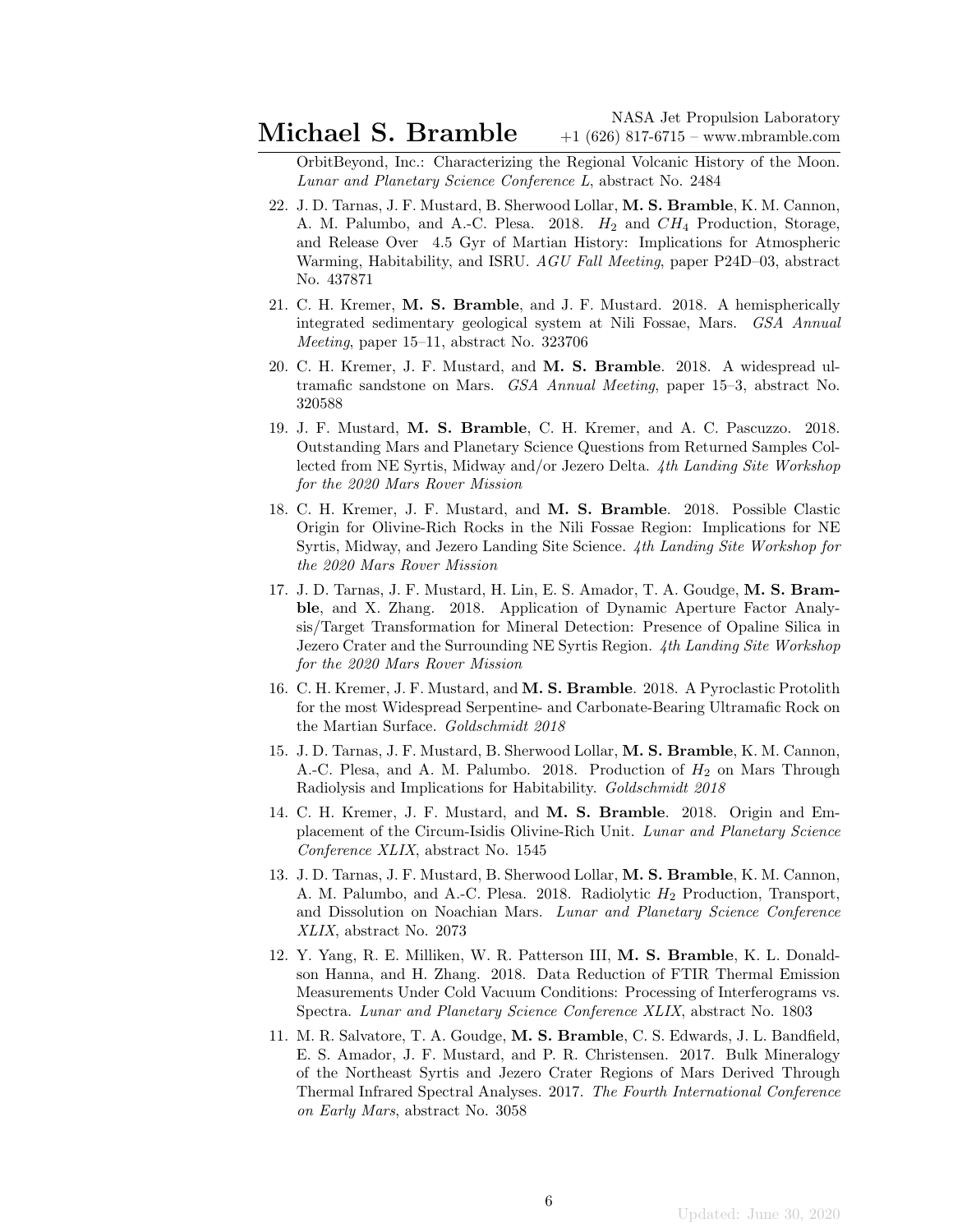OrbitBeyond, Inc.: Characterizing the Regional Volcanic History of the Moon. *Lunar and Planetary Science Conference L*, abstract No. 2484

22. J. D. Tarnas, J. F. Mustard, B. Sherwood Lollar, **M. S. Bramble**, K. M. Cannon, A. M. Palumbo, and A.-C. Plesa. 2018. $H_2$ and $CH_4$ Production, Storage, and Release Over 4.5 Gyr of Martian History: Implications for Atmospheric Warming, Habitability, and ISRU. *AGU Fall Meeting*, paper P24D–03, abstract No. 437871

21. C. H. Kremer, **M. S. Bramble**, and J. F. Mustard. 2018. A hemispherically integrated sedimentary geological system at Nili Fossae, Mars. *GSA Annual Meeting*, paper 15–11, abstract No. 323706

20. C. H. Kremer, J. F. Mustard, and **M. S. Bramble**. 2018. A widespread ultramafic sandstone on Mars. *GSA Annual Meeting*, paper 15–3, abstract No. 320588

19. J. F. Mustard, **M. S. Bramble**, C. H. Kremer, and A. C. Pascuzzo. 2018. Outstanding Mars and Planetary Science Questions from Returned Samples Collected from NE Syrtis, Midway and/or Jezero Delta. *4th Landing Site Workshop for the 2020 Mars Rover Mission*

18. C. H. Kremer, J. F. Mustard, and **M. S. Bramble**. 2018. Possible Clastic Origin for Olivine-Rich Rocks in the Nili Fossae Region: Implications for NE Syrtis, Midway, and Jezero Landing Site Science. *4th Landing Site Workshop for the 2020 Mars Rover Mission*

17. J. D. Tarnas, J. F. Mustard, H. Lin, E. S. Amador, T. A. Goudge, **M. S. Bramble**, and X. Zhang. 2018. Application of Dynamic Aperture Factor Analysis/Target Transformation for Mineral Detection: Presence of Opaline Silica in Jezero Crater and the Surrounding NE Syrtis Region. *4th Landing Site Workshop for the 2020 Mars Rover Mission*

16. C. H. Kremer, J. F. Mustard, and **M. S. Bramble**. 2018. A Pyroclastic Protolith for the most Widespread Serpentine- and Carbonate-Bearing Ultramafic Rock on the Martian Surface. *Goldschmidt 2018*

15. J. D. Tarnas, J. F. Mustard, B. Sherwood Lollar, **M. S. Bramble**, K. M. Cannon, A.-C. Plesa, and A. M. Palumbo. 2018. Production of $H_2$ on Mars Through Radiolysis and Implications for Habitability. *Goldschmidt 2018*

14. C. H. Kremer, J. F. Mustard, and **M. S. Bramble**. 2018. Origin and Emplacement of the Circum-Isidis Olivine-Rich Unit. *Lunar and Planetary Science Conference XLIX*, abstract No. 1545

13. J. D. Tarnas, J. F. Mustard, B. Sherwood Lollar, **M. S. Bramble**, K. M. Cannon, A. M. Palumbo, and A.-C. Plesa. 2018. Radiolytic $H_2$ Production, Transport, and Dissolution on Noachian Mars. *Lunar and Planetary Science Conference XLIX*, abstract No. 2073

12. Y. Yang, R. E. Milliken, W. R. Patterson III, **M. S. Bramble**, K. L. Donaldson Hanna, and H. Zhang. 2018. Data Reduction of FTIR Thermal Emission Measurements Under Cold Vacuum Conditions: Processing of Interferograms vs. Spectra. *Lunar and Planetary Science Conference XLIX*, abstract No. 1803

11. M. R. Salvatore, T. A. Goudge, **M. S. Bramble**, C. S. Edwards, J. L. Bandfield, E. S. Amador, J. F. Mustard, and P. R. Christensen. 2017. Bulk Mineralogy of the Northeast Syrtis and Jezero Crater Regions of Mars Derived Through Thermal Infrared Spectral Analyses. 2017. *The Fourth International Conference on Early Mars*, abstract No. 3058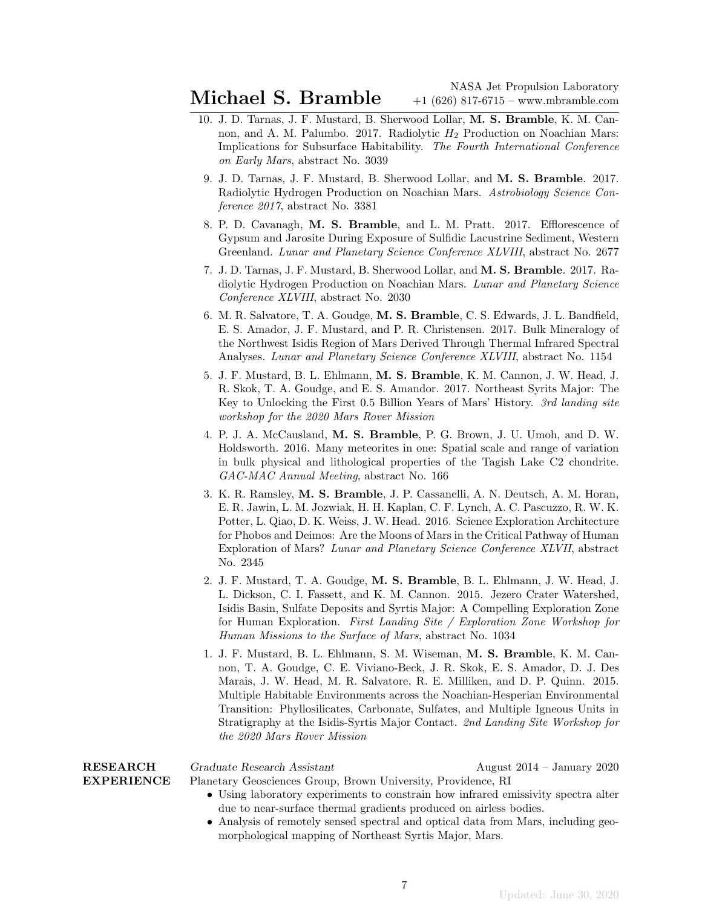10. J. D. Tarnas, J. F. Mustard, B. Sherwood Lollar, **M. S. Bramble**, K. M. Cannon, and A. M. Palumbo. 2017. Radiolytic $H_2$ Production on Noachian Mars: Implications for Subsurface Habitability. *The Fourth International Conference on Early Mars*, abstract No. 3039

9. J. D. Tarnas, J. F. Mustard, B. Sherwood Lollar, and **M. S. Bramble**. 2017. Radiolytic Hydrogen Production on Noachian Mars. *Astrobiology Science Conference 2017*, abstract No. 3381

8. P. D. Cavanagh, **M. S. Bramble**, and L. M. Pratt. 2017. Efflorescence of Gypsum and Jarosite During Exposure of Sulfidic Lacustrine Sediment, Western Greenland. *Lunar and Planetary Science Conference XLVIII*, abstract No. 2677

7. J. D. Tarnas, J. F. Mustard, B. Sherwood Lollar, and **M. S. Bramble**. 2017. Radiolytic Hydrogen Production on Noachian Mars. *Lunar and Planetary Science Conference XLVIII*, abstract No. 2030

6. M. R. Salvatore, T. A. Goudge, **M. S. Bramble**, C. S. Edwards, J. L. Bandfield, E. S. Amador, J. F. Mustard, and P. R. Christensen. 2017. Bulk Mineralogy of the Northwest Isidis Region of Mars Derived Through Thermal Infrared Spectral Analyses. *Lunar and Planetary Science Conference XLVIII*, abstract No. 1154

5. J. F. Mustard, B. L. Ehlmann, **M. S. Bramble**, K. M. Cannon, J. W. Head, J. R. Skok, T. A. Goudge, and E. S. Amandor. 2017. Northeast Syrits Major: The Key to Unlocking the First 0.5 Billion Years of Mars' History. *3rd landing site workshop for the 2020 Mars Rover Mission*

4. P. J. A. McCausland, **M. S. Bramble**, P. G. Brown, J. U. Umoh, and D. W. Holdsworth. 2016. Many meteorites in one: Spatial scale and range of variation in bulk physical and lithological properties of the Tagish Lake C2 chondrite. *GAC-MAC Annual Meeting*, abstract No. 166

3. K. R. Ramsley, **M. S. Bramble**, J. P. Cassanelli, A. N. Deutsch, A. M. Horan, E. R. Jawin, L. M. Jozwiak, H. H. Kaplan, C. F. Lynch, A. C. Pascuzzo, R. W. K. Potter, L. Qiao, D. K. Weiss, J. W. Head. 2016. Science Exploration Architecture for Phobos and Deimos: Are the Moons of Mars in the Critical Pathway of Human Exploration of Mars? *Lunar and Planetary Science Conference XLVII*, abstract No. 2345

2. J. F. Mustard, T. A. Goudge, **M. S. Bramble**, B. L. Ehlmann, J. W. Head, J. L. Dickson, C. I. Fassett, and K. M. Cannon. 2015. Jezero Crater Watershed, Isidis Basin, Sulfate Deposits and Syrtis Major: A Compelling Exploration Zone for Human Exploration. *First Landing Site / Exploration Zone Workshop for Human Missions to the Surface of Mars*, abstract No. 1034

1. J. F. Mustard, B. L. Ehlmann, S. M. Wiseman, **M. S. Bramble**, K. M. Cannon, T. A. Goudge, C. E. Viviano-Beck, J. R. Skok, E. S. Amador, D. J. Des Marais, J. W. Head, M. R. Salvatore, R. E. Milliken, and D. P. Quinn. 2015. Multiple Habitable Environments across the Noachian-Hesperian Environmental Transition: Phyllosilicates, Carbonate, Sulfates, and Multiple Igneous Units in Stratigraphy at the Isidis-Syrtis Major Contact. *2nd Landing Site Workshop for the 2020 Mars Rover Mission*

## RESEARCH EXPERIENCE

*Graduate Research Assistant* — August 2014 – January 2020

Planetary Geosciences Group, Brown University, Providence, RI

- Using laboratory experiments to constrain how infrared emissivity spectra alter due to near-surface thermal gradients produced on airless bodies.
- Analysis of remotely sensed spectral and optical data from Mars, including geomorphological mapping of Northeast Syrtis Major, Mars.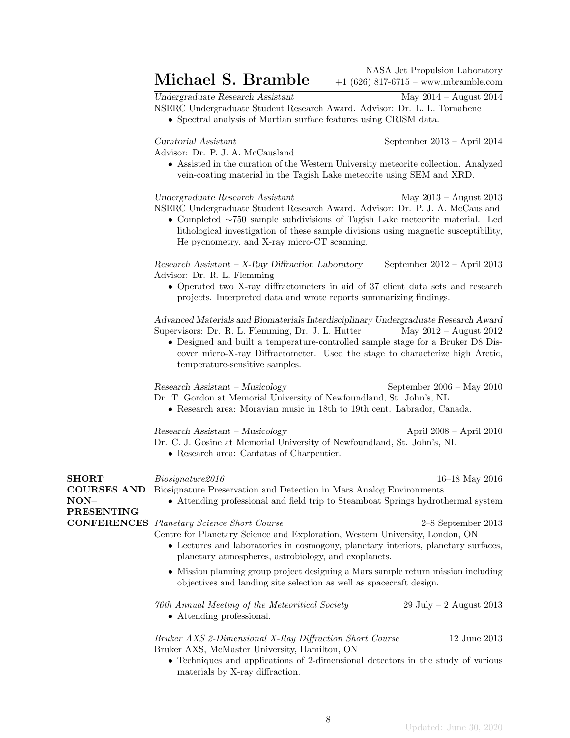*Undergraduate Research Assistant* May 2014 – August 2014
NSERC Undergraduate Student Research Award. Advisor: Dr. L. L. Tornabene

- Spectral analysis of Martian surface features using CRISM data.

*Curatorial Assistant* September 2013 – April 2014
Advisor: Dr. P. J. A. McCausland

- Assisted in the curation of the Western University meteorite collection. Analyzed vein-coating material in the Tagish Lake meteorite using SEM and XRD.

*Undergraduate Research Assistant* May 2013 – August 2013
NSERC Undergraduate Student Research Award. Advisor: Dr. P. J. A. McCausland

- Completed ∼750 sample subdivisions of Tagish Lake meteorite material. Led lithological investigation of these sample divisions using magnetic susceptibility, He pycnometry, and X-ray micro-CT scanning.

*Research Assistant – X-Ray Diffraction Laboratory* September 2012 – April 2013
Advisor: Dr. R. L. Flemming

- Operated two X-ray diffractometers in aid of 37 client data sets and research projects. Interpreted data and wrote reports summarizing findings.

*Advanced Materials and Biomaterials Interdisciplinary Undergraduate Research Award*
Supervisors: Dr. R. L. Flemming, Dr. J. L. Hutter May 2012 – August 2012

- Designed and built a temperature-controlled sample stage for a Bruker D8 Discover micro-X-ray Diffractometer. Used the stage to characterize high Arctic, temperature-sensitive samples.

*Research Assistant – Musicology* September 2006 – May 2010
Dr. T. Gordon at Memorial University of Newfoundland, St. John's, NL

- Research area: Moravian music in 18th to 19th cent. Labrador, Canada.

*Research Assistant – Musicology* April 2008 – April 2010
Dr. C. J. Gosine at Memorial University of Newfoundland, St. John's, NL

- Research area: Cantatas of Charpentier.

## SHORT COURSES AND NON–PRESENTING CONFERENCES

*Biosignature2016* 16–18 May 2016
Biosignature Preservation and Detection in Mars Analog Environments

- Attending professional and field trip to Steamboat Springs hydrothermal system

*Planetary Science Short Course* 2–8 September 2013
Centre for Planetary Science and Exploration, Western University, London, ON

- Lectures and laboratories in cosmogony, planetary interiors, planetary surfaces, planetary atmospheres, astrobiology, and exoplanets.
- Mission planning group project designing a Mars sample return mission including objectives and landing site selection as well as spacecraft design.

*76th Annual Meeting of the Meteoritical Society* 29 July – 2 August 2013

- Attending professional.

*Bruker AXS 2-Dimensional X-Ray Diffraction Short Course* 12 June 2013
Bruker AXS, McMaster University, Hamilton, ON

- Techniques and applications of 2-dimensional detectors in the study of various materials by X-ray diffraction.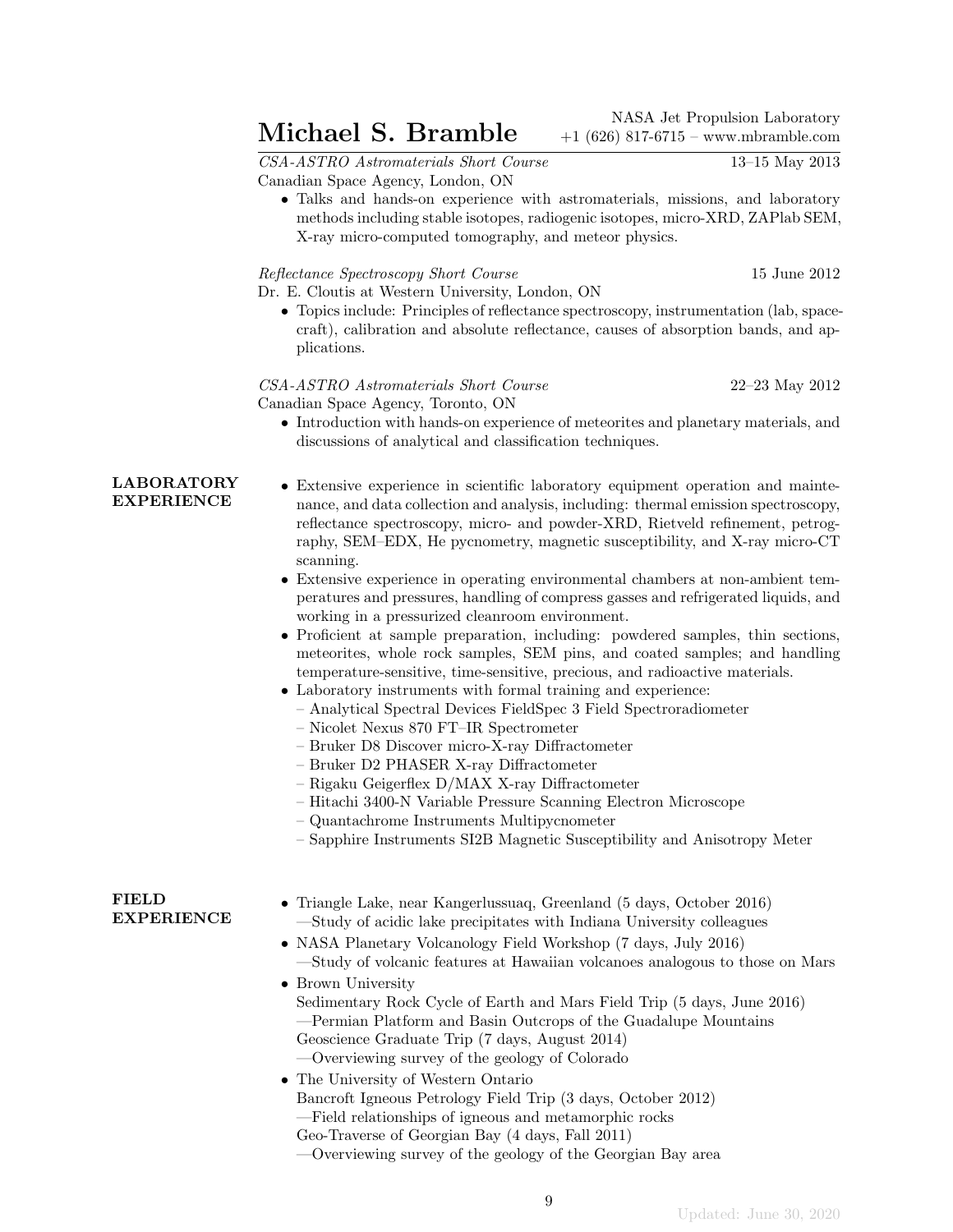*CSA-ASTRO Astromaterials Short Course* 13–15 May 2013
Canadian Space Agency, London, ON

- Talks and hands-on experience with astromaterials, missions, and laboratory methods including stable isotopes, radiogenic isotopes, micro-XRD, ZAPlab SEM, X-ray micro-computed tomography, and meteor physics.

*Reflectance Spectroscopy Short Course* 15 June 2012
Dr. E. Cloutis at Western University, London, ON

- Topics include: Principles of reflectance spectroscopy, instrumentation (lab, spacecraft), calibration and absolute reflectance, causes of absorption bands, and applications.

*CSA-ASTRO Astromaterials Short Course* 22–23 May 2012
Canadian Space Agency, Toronto, ON

- Introduction with hands-on experience of meteorites and planetary materials, and discussions of analytical and classification techniques.

## LABORATORY EXPERIENCE

- Extensive experience in scientific laboratory equipment operation and maintenance, and data collection and analysis, including: thermal emission spectroscopy, reflectance spectroscopy, micro- and powder-XRD, Rietveld refinement, petrography, SEM–EDX, He pycnometry, magnetic susceptibility, and X-ray micro-CT scanning.
- Extensive experience in operating environmental chambers at non-ambient temperatures and pressures, handling of compress gasses and refrigerated liquids, and working in a pressurized cleanroom environment.
- Proficient at sample preparation, including: powdered samples, thin sections, meteorites, whole rock samples, SEM pins, and coated samples; and handling temperature-sensitive, time-sensitive, precious, and radioactive materials.
- Laboratory instruments with formal training and experience:
  - Analytical Spectral Devices FieldSpec 3 Field Spectroradiometer
  - Nicolet Nexus 870 FT–IR Spectrometer
  - Bruker D8 Discover micro-X-ray Diffractometer
  - Bruker D2 PHASER X-ray Diffractometer
  - Rigaku Geigerflex D/MAX X-ray Diffractometer
  - Hitachi 3400-N Variable Pressure Scanning Electron Microscope
  - Quantachrome Instruments Multipycnometer
  - Sapphire Instruments SI2B Magnetic Susceptibility and Anisotropy Meter

## FIELD EXPERIENCE

- Triangle Lake, near Kangerlussuaq, Greenland (5 days, October 2016)
  —Study of acidic lake precipitates with Indiana University colleagues
- NASA Planetary Volcanology Field Workshop (7 days, July 2016)
  —Study of volcanic features at Hawaiian volcanoes analogous to those on Mars
- Brown University
  Sedimentary Rock Cycle of Earth and Mars Field Trip (5 days, June 2016)
  —Permian Platform and Basin Outcrops of the Guadalupe Mountains
  Geoscience Graduate Trip (7 days, August 2014)
  —Overviewing survey of the geology of Colorado
- The University of Western Ontario
  Bancroft Igneous Petrology Field Trip (3 days, October 2012)
  —Field relationships of igneous and metamorphic rocks
  Geo-Traverse of Georgian Bay (4 days, Fall 2011)
  —Overviewing survey of the geology of the Georgian Bay area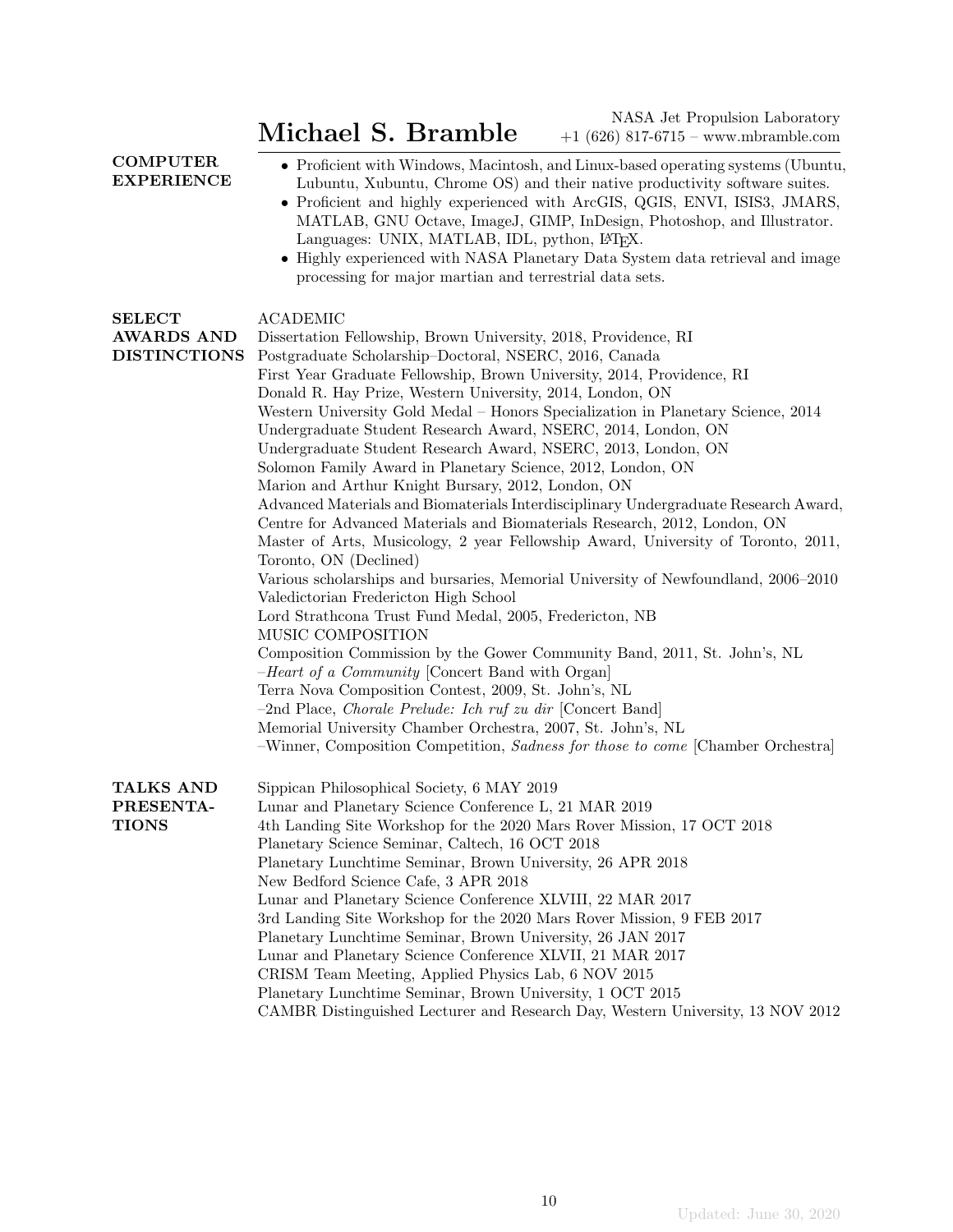# Michael S. Bramble

NASA Jet Propulsion Laboratory
+1 (626) 817-6715 – www.mbramble.com

## COMPUTER EXPERIENCE

- Proficient with Windows, Macintosh, and Linux-based operating systems (Ubuntu, Lubuntu, Xubuntu, Chrome OS) and their native productivity software suites.
- Proficient and highly experienced with ArcGIS, QGIS, ENVI, ISIS3, JMARS, MATLAB, GNU Octave, ImageJ, GIMP, InDesign, Photoshop, and Illustrator. Languages: UNIX, MATLAB, IDL, python, LaTeX.
- Highly experienced with NASA Planetary Data System data retrieval and image processing for major martian and terrestrial data sets.

## SELECT AWARDS AND DISTINCTIONS

ACADEMIC

Dissertation Fellowship, Brown University, 2018, Providence, RI
Postgraduate Scholarship–Doctoral, NSERC, 2016, Canada
First Year Graduate Fellowship, Brown University, 2014, Providence, RI
Donald R. Hay Prize, Western University, 2014, London, ON
Western University Gold Medal – Honors Specialization in Planetary Science, 2014
Undergraduate Student Research Award, NSERC, 2014, London, ON
Undergraduate Student Research Award, NSERC, 2013, London, ON
Solomon Family Award in Planetary Science, 2012, London, ON
Marion and Arthur Knight Bursary, 2012, London, ON
Advanced Materials and Biomaterials Interdisciplinary Undergraduate Research Award, Centre for Advanced Materials and Biomaterials Research, 2012, London, ON
Master of Arts, Musicology, 2 year Fellowship Award, University of Toronto, 2011, Toronto, ON (Declined)
Various scholarships and bursaries, Memorial University of Newfoundland, 2006–2010
Valedictorian Fredericton High School
Lord Strathcona Trust Fund Medal, 2005, Fredericton, NB

MUSIC COMPOSITION

Composition Commission by the Gower Community Band, 2011, St. John's, NL
–*Heart of a Community* [Concert Band with Organ]
Terra Nova Composition Contest, 2009, St. John's, NL
–2nd Place, *Chorale Prelude: Ich ruf zu dir* [Concert Band]
Memorial University Chamber Orchestra, 2007, St. John's, NL
–Winner, Composition Competition, *Sadness for those to come* [Chamber Orchestra]

## TALKS AND PRESENTATIONS

Sippican Philosophical Society, 6 MAY 2019
Lunar and Planetary Science Conference L, 21 MAR 2019
4th Landing Site Workshop for the 2020 Mars Rover Mission, 17 OCT 2018
Planetary Science Seminar, Caltech, 16 OCT 2018
Planetary Lunchtime Seminar, Brown University, 26 APR 2018
New Bedford Science Cafe, 3 APR 2018
Lunar and Planetary Science Conference XLVIII, 22 MAR 2017
3rd Landing Site Workshop for the 2020 Mars Rover Mission, 9 FEB 2017
Planetary Lunchtime Seminar, Brown University, 26 JAN 2017
Lunar and Planetary Science Conference XLVII, 21 MAR 2017
CRISM Team Meeting, Applied Physics Lab, 6 NOV 2015
Planetary Lunchtime Seminar, Brown University, 1 OCT 2015
CAMBR Distinguished Lecturer and Research Day, Western University, 13 NOV 2012

Updated: June 30, 2020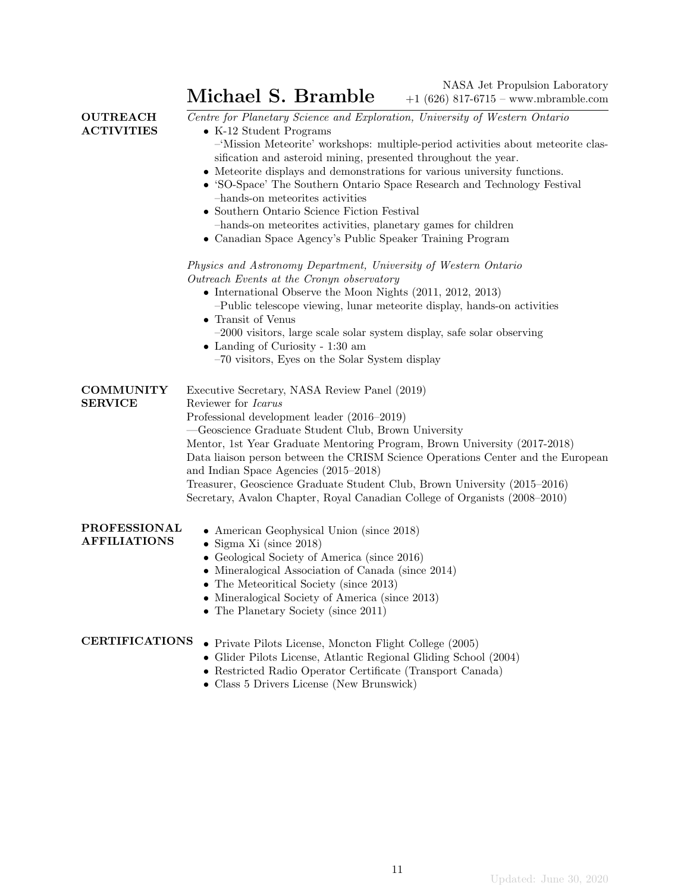# Michael S. Bramble

NASA Jet Propulsion Laboratory
+1 (626) 817-6715 – www.mbramble.com

## OUTREACH ACTIVITIES

*Centre for Planetary Science and Exploration, University of Western Ontario*

- K-12 Student Programs
  –'Mission Meteorite' workshops: multiple-period activities about meteorite classification and asteroid mining, presented throughout the year.
- Meteorite displays and demonstrations for various university functions.
- 'SO-Space' The Southern Ontario Space Research and Technology Festival
  –hands-on meteorites activities
- Southern Ontario Science Fiction Festival
  –hands-on meteorites activities, planetary games for children
- Canadian Space Agency's Public Speaker Training Program

*Physics and Astronomy Department, University of Western Ontario*
*Outreach Events at the Cronyn observatory*

- International Observe the Moon Nights (2011, 2012, 2013)
  –Public telescope viewing, lunar meteorite display, hands-on activities
- Transit of Venus
  –2000 visitors, large scale solar system display, safe solar observing
- Landing of Curiosity - 1:30 am
  –70 visitors, Eyes on the Solar System display

## COMMUNITY SERVICE

Executive Secretary, NASA Review Panel (2019)
Reviewer for *Icarus*
Professional development leader (2016–2019)
—Geoscience Graduate Student Club, Brown University
Mentor, 1st Year Graduate Mentoring Program, Brown University (2017-2018)
Data liaison person between the CRISM Science Operations Center and the European and Indian Space Agencies (2015–2018)
Treasurer, Geoscience Graduate Student Club, Brown University (2015–2016)
Secretary, Avalon Chapter, Royal Canadian College of Organists (2008–2010)

## PROFESSIONAL AFFILIATIONS

- American Geophysical Union (since 2018)
- Sigma Xi (since 2018)
- Geological Society of America (since 2016)
- Mineralogical Association of Canada (since 2014)
- The Meteoritical Society (since 2013)
- Mineralogical Society of America (since 2013)
- The Planetary Society (since 2011)

## CERTIFICATIONS

- Private Pilots License, Moncton Flight College (2005)
- Glider Pilots License, Atlantic Regional Gliding School (2004)
- Restricted Radio Operator Certificate (Transport Canada)
- Class 5 Drivers License (New Brunswick)

Updated: June 30, 2020